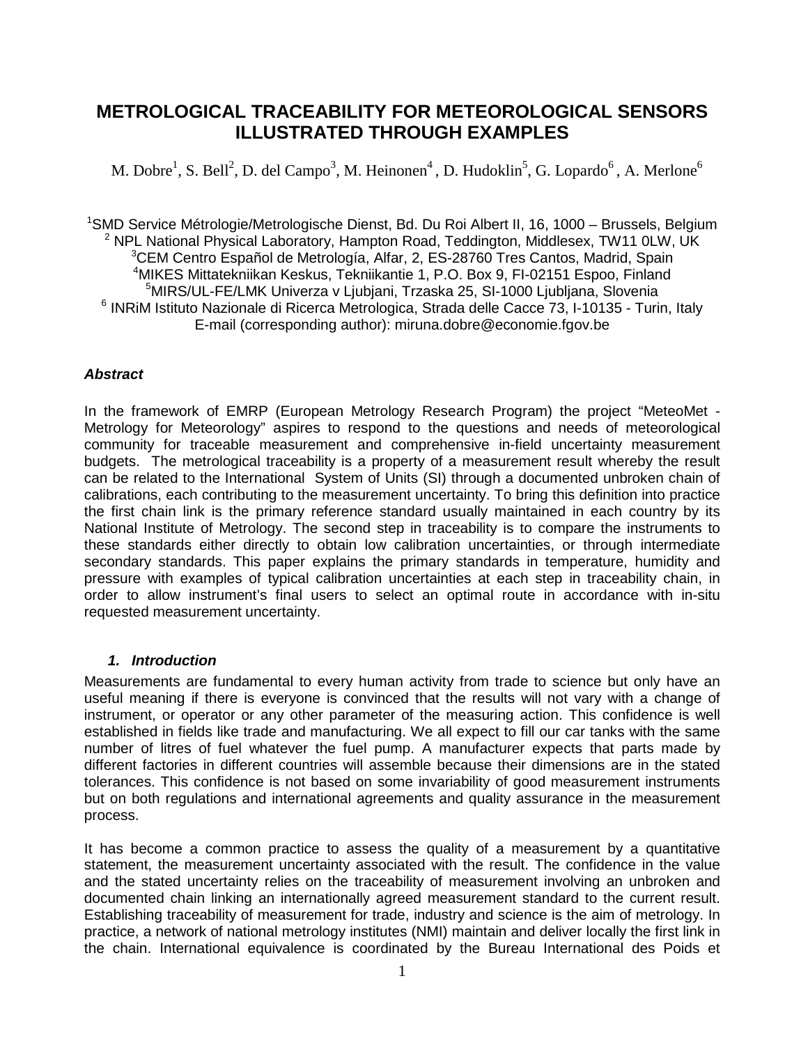# METROLOGICAL TRACEABILITY FOR METEOROLOGICAL SENSORS ILLUSTRATED THROUGH EXAMPLES

M. Dobre[1], S. Bell[2], D. del Campo[3], M. Heinonen[4] , D. Hudoklin[5], G. Lopardo[6] , A. Merlone[6]

[1]SMD Service Métrologie/Metrologische Dienst, Bd. Du Roi Albert II, 16, 1000 – Brussels, Belgium
[2] NPL National Physical Laboratory, Hampton Road, Teddington, Middlesex, TW11 0LW, UK
[3]CEM Centro Español de Metrología, Alfar, 2, ES-28760 Tres Cantos, Madrid, Spain
[4]MIKES Mittatekniikan Keskus, Tekniikantie 1, P.O. Box 9, FI-02151 Espoo, Finland
[5]MIRS/UL-FE/LMK Univerza v Ljubjani, Trzaska 25, SI-1000 Ljubljana, Slovenia
[6] INRiM Istituto Nazionale di Ricerca Metrologica, Strada delle Cacce 73, I-10135 - Turin, Italy
E-mail (corresponding author): miruna.dobre@economie.fgov.be

### *Abstract*

In the framework of EMRP (European Metrology Research Program) the project "MeteoMet - Metrology for Meteorology" aspires to respond to the questions and needs of meteorological community for traceable measurement and comprehensive in-field uncertainty measurement budgets. The metrological traceability is a property of a measurement result whereby the result can be related to the International System of Units (SI) through a documented unbroken chain of calibrations, each contributing to the measurement uncertainty. To bring this definition into practice the first chain link is the primary reference standard usually maintained in each country by its National Institute of Metrology. The second step in traceability is to compare the instruments to these standards either directly to obtain low calibration uncertainties, or through intermediate secondary standards. This paper explains the primary standards in temperature, humidity and pressure with examples of typical calibration uncertainties at each step in traceability chain, in order to allow instrument's final users to select an optimal route in accordance with in-situ requested measurement uncertainty.

## *1. Introduction*

Measurements are fundamental to every human activity from trade to science but only have an useful meaning if there is everyone is convinced that the results will not vary with a change of instrument, or operator or any other parameter of the measuring action. This confidence is well established in fields like trade and manufacturing. We all expect to fill our car tanks with the same number of litres of fuel whatever the fuel pump. A manufacturer expects that parts made by different factories in different countries will assemble because their dimensions are in the stated tolerances. This confidence is not based on some invariability of good measurement instruments but on both regulations and international agreements and quality assurance in the measurement process.

It has become a common practice to assess the quality of a measurement by a quantitative statement, the measurement uncertainty associated with the result. The confidence in the value and the stated uncertainty relies on the traceability of measurement involving an unbroken and documented chain linking an internationally agreed measurement standard to the current result. Establishing traceability of measurement for trade, industry and science is the aim of metrology. In practice, a network of national metrology institutes (NMI) maintain and deliver locally the first link in the chain. International equivalence is coordinated by the Bureau International des Poids et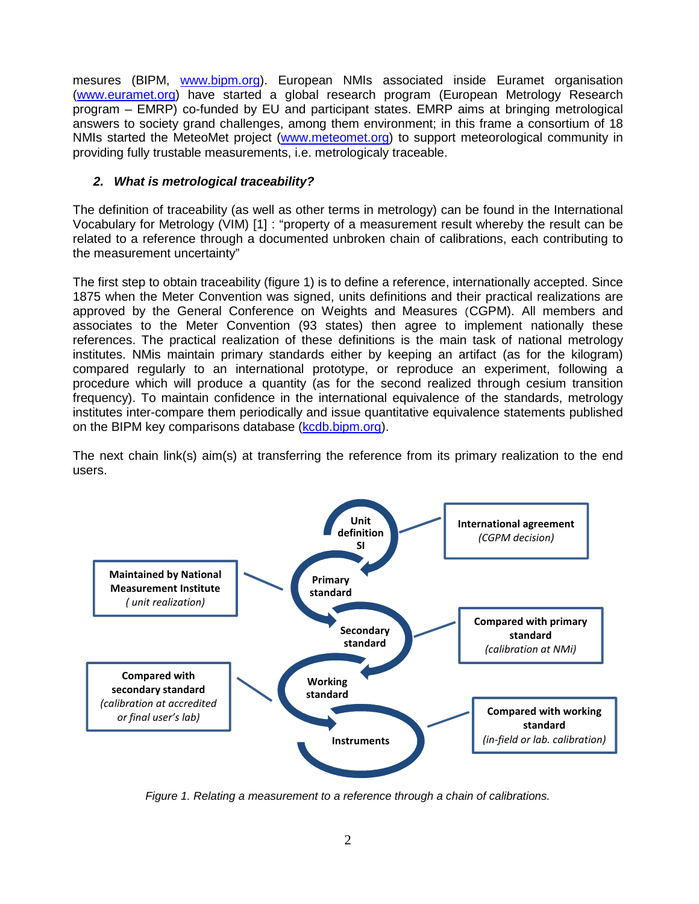mesures (BIPM, www.bipm.org). European NMIs associated inside Euramet organisation (www.euramet.org) have started a global research program (European Metrology Research program – EMRP) co-funded by EU and participant states. EMRP aims at bringing metrological answers to society grand challenges, among them environment; in this frame a consortium of 18 NMIs started the MeteoMet project (www.meteomet.org) to support meteorological community in providing fully trustable measurements, i.e. metrologicaly traceable.

## *2. What is metrological traceability?*

The definition of traceability (as well as other terms in metrology) can be found in the International Vocabulary for Metrology (VIM) [1] : "property of a measurement result whereby the result can be related to a reference through a documented unbroken chain of calibrations, each contributing to the measurement uncertainty"

The first step to obtain traceability (figure 1) is to define a reference, internationally accepted. Since 1875 when the Meter Convention was signed, units definitions and their practical realizations are approved by the General Conference on Weights and Measures (CGPM). All members and associates to the Meter Convention (93 states) then agree to implement nationally these references. The practical realization of these definitions is the main task of national metrology institutes. NMis maintain primary standards either by keeping an artifact (as for the kilogram) compared regularly to an international prototype, or reproduce an experiment, following a procedure which will produce a quantity (as for the second realized through cesium transition frequency). To maintain confidence in the international equivalence of the standards, metrology institutes inter-compare them periodically and issue quantitative equivalence statements published on the BIPM key comparisons database (kcdb.bipm.org).

The next chain link(s) aim(s) at transferring the reference from its primary realization to the end users.

*Figure 1. Relating a measurement to a reference through a chain of calibrations.*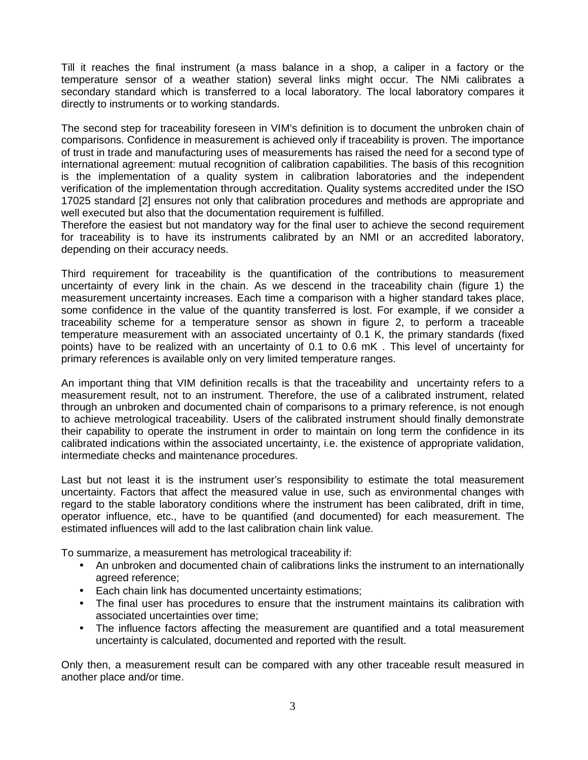Till it reaches the final instrument (a mass balance in a shop, a caliper in a factory or the temperature sensor of a weather station) several links might occur. The NMi calibrates a secondary standard which is transferred to a local laboratory. The local laboratory compares it directly to instruments or to working standards.

The second step for traceability foreseen in VIM's definition is to document the unbroken chain of comparisons. Confidence in measurement is achieved only if traceability is proven. The importance of trust in trade and manufacturing uses of measurements has raised the need for a second type of international agreement: mutual recognition of calibration capabilities. The basis of this recognition is the implementation of a quality system in calibration laboratories and the independent verification of the implementation through accreditation. Quality systems accredited under the ISO 17025 standard [2] ensures not only that calibration procedures and methods are appropriate and well executed but also that the documentation requirement is fulfilled.
Therefore the easiest but not mandatory way for the final user to achieve the second requirement for traceability is to have its instruments calibrated by an NMI or an accredited laboratory, depending on their accuracy needs.

Third requirement for traceability is the quantification of the contributions to measurement uncertainty of every link in the chain. As we descend in the traceability chain (figure 1) the measurement uncertainty increases. Each time a comparison with a higher standard takes place, some confidence in the value of the quantity transferred is lost. For example, if we consider a traceability scheme for a temperature sensor as shown in figure 2, to perform a traceable temperature measurement with an associated uncertainty of 0.1 K, the primary standards (fixed points) have to be realized with an uncertainty of 0.1 to 0.6 mK . This level of uncertainty for primary references is available only on very limited temperature ranges.

An important thing that VIM definition recalls is that the traceability and uncertainty refers to a measurement result, not to an instrument. Therefore, the use of a calibrated instrument, related through an unbroken and documented chain of comparisons to a primary reference, is not enough to achieve metrological traceability. Users of the calibrated instrument should finally demonstrate their capability to operate the instrument in order to maintain on long term the confidence in its calibrated indications within the associated uncertainty, i.e. the existence of appropriate validation, intermediate checks and maintenance procedures.

Last but not least it is the instrument user's responsibility to estimate the total measurement uncertainty. Factors that affect the measured value in use, such as environmental changes with regard to the stable laboratory conditions where the instrument has been calibrated, drift in time, operator influence, etc., have to be quantified (and documented) for each measurement. The estimated influences will add to the last calibration chain link value.

To summarize, a measurement has metrological traceability if:

- An unbroken and documented chain of calibrations links the instrument to an internationally agreed reference;
- Each chain link has documented uncertainty estimations;
- The final user has procedures to ensure that the instrument maintains its calibration with associated uncertainties over time;
- The influence factors affecting the measurement are quantified and a total measurement uncertainty is calculated, documented and reported with the result.

Only then, a measurement result can be compared with any other traceable result measured in another place and/or time.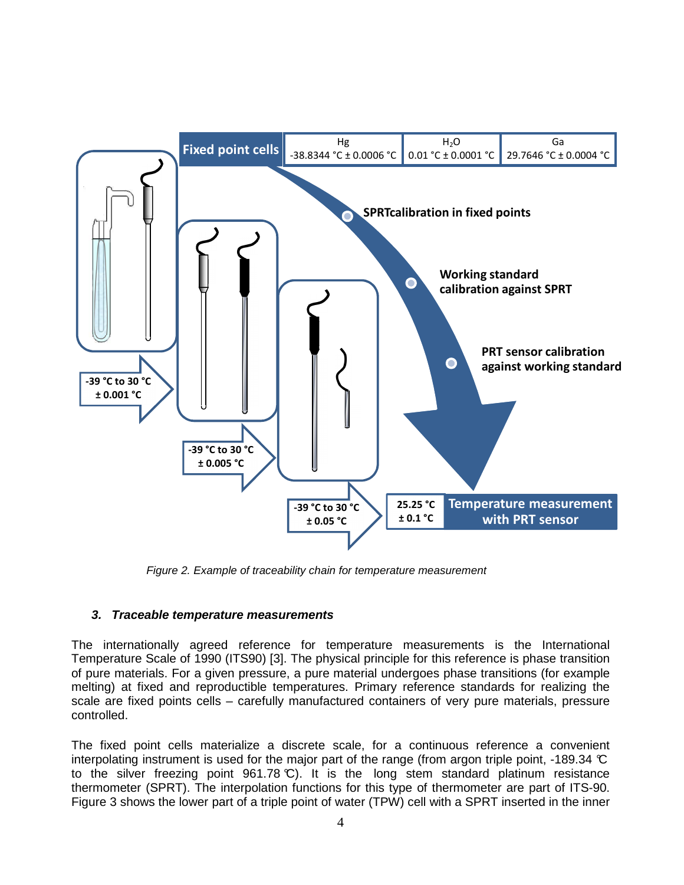Figure 2. Example of traceability chain for temperature measurement

### *3. Traceable temperature measurements*

The internationally agreed reference for temperature measurements is the International Temperature Scale of 1990 (ITS90) [3]. The physical principle for this reference is phase transition of pure materials. For a given pressure, a pure material undergoes phase transitions (for example melting) at fixed and reproductible temperatures. Primary reference standards for realizing the scale are fixed points cells – carefully manufactured containers of very pure materials, pressure controlled.

The fixed point cells materialize a discrete scale, for a continuous reference a convenient interpolating instrument is used for the major part of the range (from argon triple point, -189.34 ℃ to the silver freezing point 961.78 ℃). It is the long stem standard platinum resistance thermometer (SPRT). The interpolation functions for this type of thermometer are part of ITS-90. Figure 3 shows the lower part of a triple point of water (TPW) cell with a SPRT inserted in the inner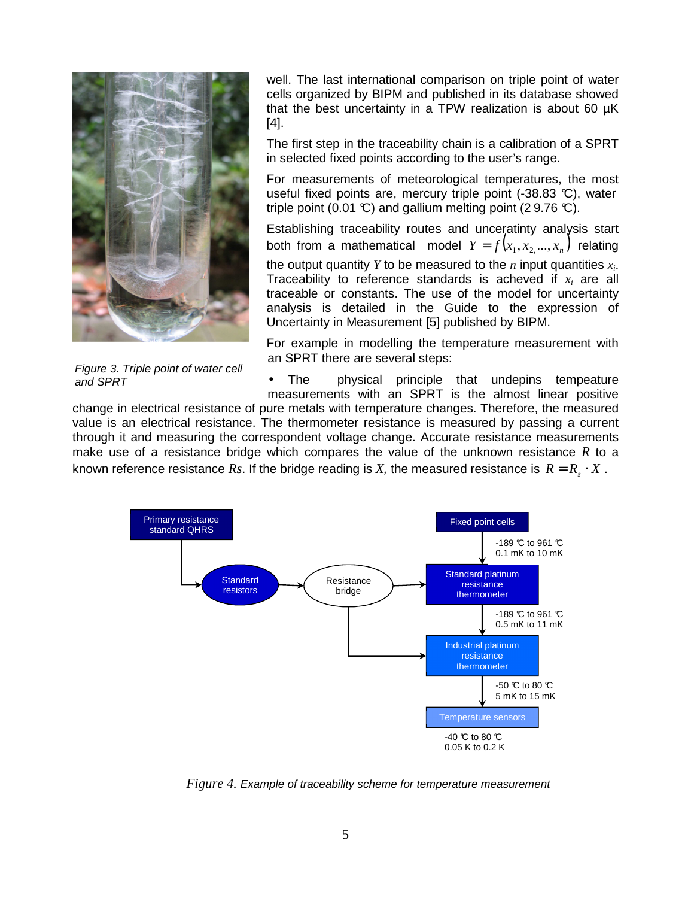Figure 3. *Triple point of water cell and SPRT*

well. The last international comparison on triple point of water cells organized by BIPM and published in its database showed that the best uncertainty in a TPW realization is about 60 µK [4].

The first step in the traceability chain is a calibration of a SPRT in selected fixed points according to the user's range.

For measurements of meteorological temperatures, the most useful fixed points are, mercury triple point (-38.83 °C), water triple point (0.01 °C) and gallium melting point (2 9.76 °C).

Establishing traceability routes and uncertainty analysis start both from a mathematical model $Y = f(x_1, x_2, ..., x_n)$ relating the output quantity $Y$ to be measured to the $n$ input quantities $x_i$. Traceability to reference standards is acheved if $x_i$ are all traceable or constants. The use of the model for uncertainty analysis is detailed in the Guide to the expression of Uncertainty in Measurement [5] published by BIPM.

For example in modelling the temperature measurement with an SPRT there are several steps:

- The physical principle that undepins tempeature measurements with an SPRT is the almost linear positive change in electrical resistance of pure metals with temperature changes. Therefore, the measured value is an electrical resistance. The thermometer resistance is measured by passing a current through it and measuring the correspondent voltage change. Accurate resistance measurements make use of a resistance bridge which compares the value of the unknown resistance $R$ to a known reference resistance $Rs$. If the bridge reading is $X$, the measured resistance is $R = R_s \cdot X$ .

Primary resistance standard QHRS → Standard resistors → Resistance bridge → Standard platinum resistance thermometer; Resistance bridge → Industrial platinum resistance thermometer

Fixed point cells → (-189 °C to 961 °C, 0.1 mK to 10 mK) → Standard platinum resistance thermometer → (-189 °C to 961 °C, 0.5 mK to 11 mK) → Industrial platinum resistance thermometer → (-50 °C to 80 °C, 5 mK to 15 mK) → Temperature sensors (-40 °C to 80 °C, 0.05 K to 0.2 K)

*Figure 4. Example of traceability scheme for temperature measurement*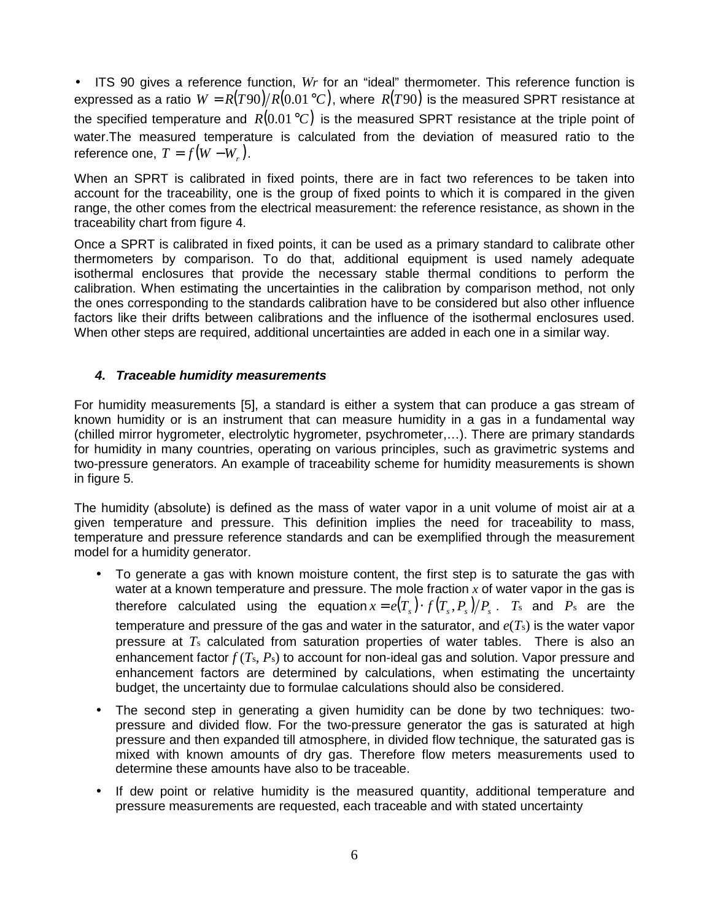- ITS 90 gives a reference function, $Wr$ for an "ideal" thermometer. This reference function is expressed as a ratio $W = R(T90)/R(0.01\,°C)$, where $R(T90)$ is the measured SPRT resistance at the specified temperature and $R(0.01\,°C)$ is the measured SPRT resistance at the triple point of water.The measured temperature is calculated from the deviation of measured ratio to the reference one, $T = f(W - W_r)$.

When an SPRT is calibrated in fixed points, there are in fact two references to be taken into account for the traceability, one is the group of fixed points to which it is compared in the given range, the other comes from the electrical measurement: the reference resistance, as shown in the traceability chart from figure 4.

Once a SPRT is calibrated in fixed points, it can be used as a primary standard to calibrate other thermometers by comparison. To do that, additional equipment is used namely adequate isothermal enclosures that provide the necessary stable thermal conditions to perform the calibration. When estimating the uncertainties in the calibration by comparison method, not only the ones corresponding to the standards calibration have to be considered but also other influence factors like their drifts between calibrations and the influence of the isothermal enclosures used. When other steps are required, additional uncertainties are added in each one in a similar way.

### *4. Traceable humidity measurements*

For humidity measurements [5], a standard is either a system that can produce a gas stream of known humidity or is an instrument that can measure humidity in a gas in a fundamental way (chilled mirror hygrometer, electrolytic hygrometer, psychrometer,…). There are primary standards for humidity in many countries, operating on various principles, such as gravimetric systems and two-pressure generators. An example of traceability scheme for humidity measurements is shown in figure 5.

The humidity (absolute) is defined as the mass of water vapor in a unit volume of moist air at a given temperature and pressure. This definition implies the need for traceability to mass, temperature and pressure reference standards and can be exemplified through the measurement model for a humidity generator.

- To generate a gas with known moisture content, the first step is to saturate the gas with water at a known temperature and pressure. The mole fraction $x$ of water vapor in the gas is therefore calculated using the equation $x = e(T_s) \cdot f(T_s, P_s)/P_s$. $T_s$ and $P_s$ are the temperature and pressure of the gas and water in the saturator, and $e(T_s)$ is the water vapor pressure at $T_s$ calculated from saturation properties of water tables. There is also an enhancement factor $f(T_s, P_s)$ to account for non-ideal gas and solution. Vapor pressure and enhancement factors are determined by calculations, when estimating the uncertainty budget, the uncertainty due to formulae calculations should also be considered.
- The second step in generating a given humidity can be done by two techniques: two-pressure and divided flow. For the two-pressure generator the gas is saturated at high pressure and then expanded till atmosphere, in divided flow technique, the saturated gas is mixed with known amounts of dry gas. Therefore flow meters measurements used to determine these amounts have also to be traceable.
- If dew point or relative humidity is the measured quantity, additional temperature and pressure measurements are requested, each traceable and with stated uncertainty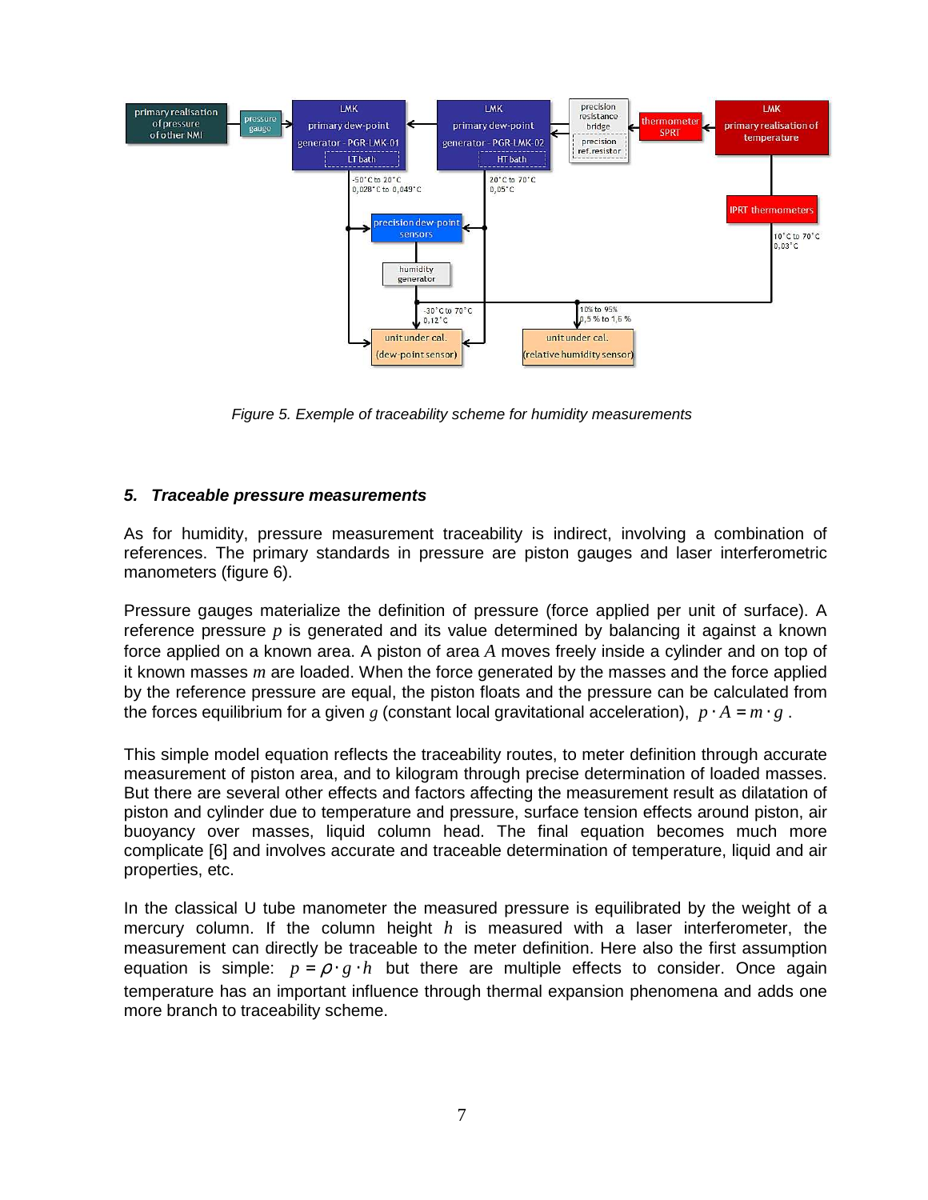*Figure 5. Exemple of traceability scheme for humidity measurements*

### *5. Traceable pressure measurements*

As for humidity, pressure measurement traceability is indirect, involving a combination of references. The primary standards in pressure are piston gauges and laser interferometric manometers (figure 6).

Pressure gauges materialize the definition of pressure (force applied per unit of surface). A reference pressure $p$ is generated and its value determined by balancing it against a known force applied on a known area. A piston of area $A$ moves freely inside a cylinder and on top of it known masses $m$ are loaded. When the force generated by the masses and the force applied by the reference pressure are equal, the piston floats and the pressure can be calculated from the forces equilibrium for a given $g$ (constant local gravitational acceleration), $p \cdot A = m \cdot g$ .

This simple model equation reflects the traceability routes, to meter definition through accurate measurement of piston area, and to kilogram through precise determination of loaded masses. But there are several other effects and factors affecting the measurement result as dilatation of piston and cylinder due to temperature and pressure, surface tension effects around piston, air buoyancy over masses, liquid column head. The final equation becomes much more complicate [6] and involves accurate and traceable determination of temperature, liquid and air properties, etc.

In the classical U tube manometer the measured pressure is equilibrated by the weight of a mercury column. If the column height $h$ is measured with a laser interferometer, the measurement can directly be traceable to the meter definition. Here also the first assumption equation is simple: $p = \rho \cdot g \cdot h$ but there are multiple effects to consider. Once again temperature has an important influence through thermal expansion phenomena and adds one more branch to traceability scheme.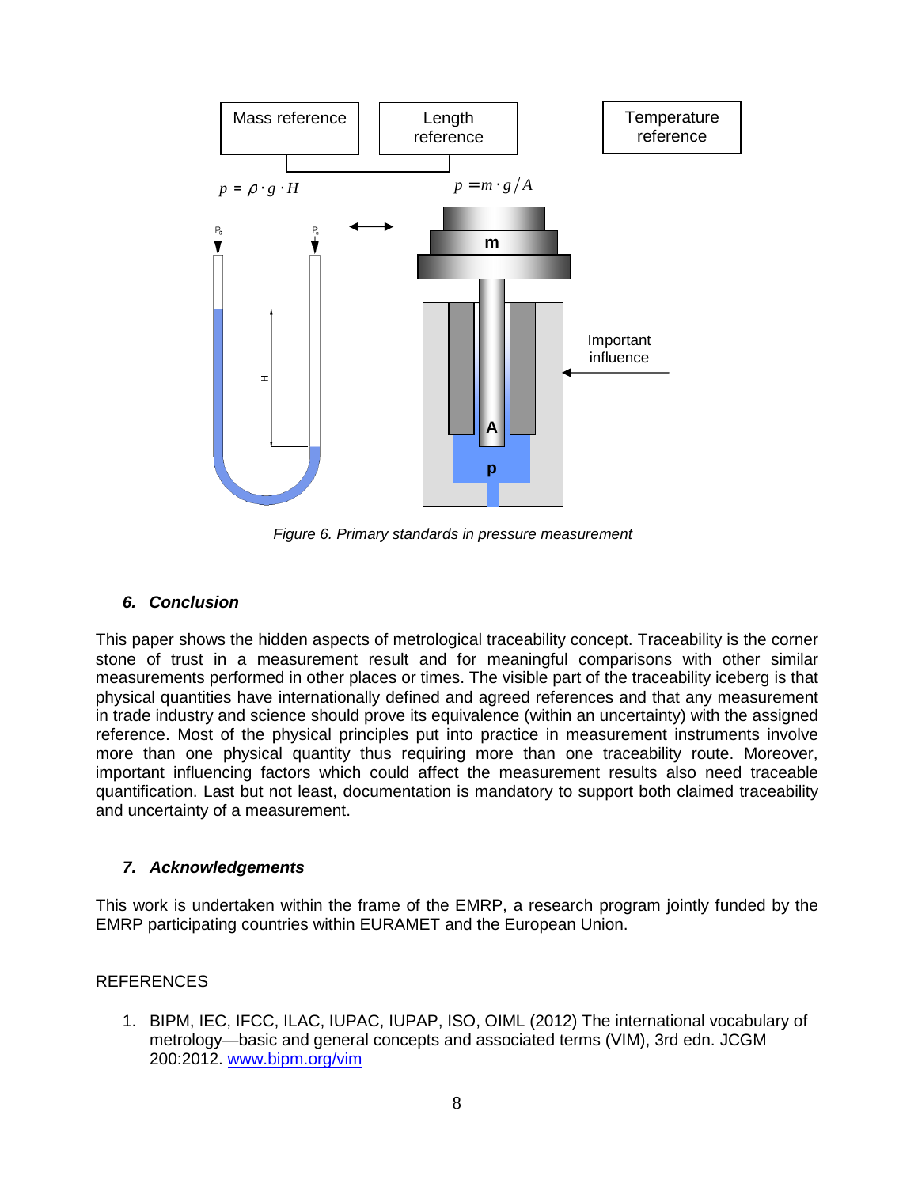Figure 6. Primary standards in pressure measurement

### 6. Conclusion

This paper shows the hidden aspects of metrological traceability concept. Traceability is the corner stone of trust in a measurement result and for meaningful comparisons with other similar measurements performed in other places or times. The visible part of the traceability iceberg is that physical quantities have internationally defined and agreed references and that any measurement in trade industry and science should prove its equivalence (within an uncertainty) with the assigned reference. Most of the physical principles put into practice in measurement instruments involve more than one physical quantity thus requiring more than one traceability route. Moreover, important influencing factors which could affect the measurement results also need traceable quantification. Last but not least, documentation is mandatory to support both claimed traceability and uncertainty of a measurement.

### 7. Acknowledgements

This work is undertaken within the frame of the EMRP, a research program jointly funded by the EMRP participating countries within EURAMET and the European Union.

REFERENCES

1. BIPM, IEC, IFCC, ILAC, IUPAC, IUPAP, ISO, OIML (2012) The international vocabulary of metrology—basic and general concepts and associated terms (VIM), 3rd edn. JCGM 200:2012. www.bipm.org/vim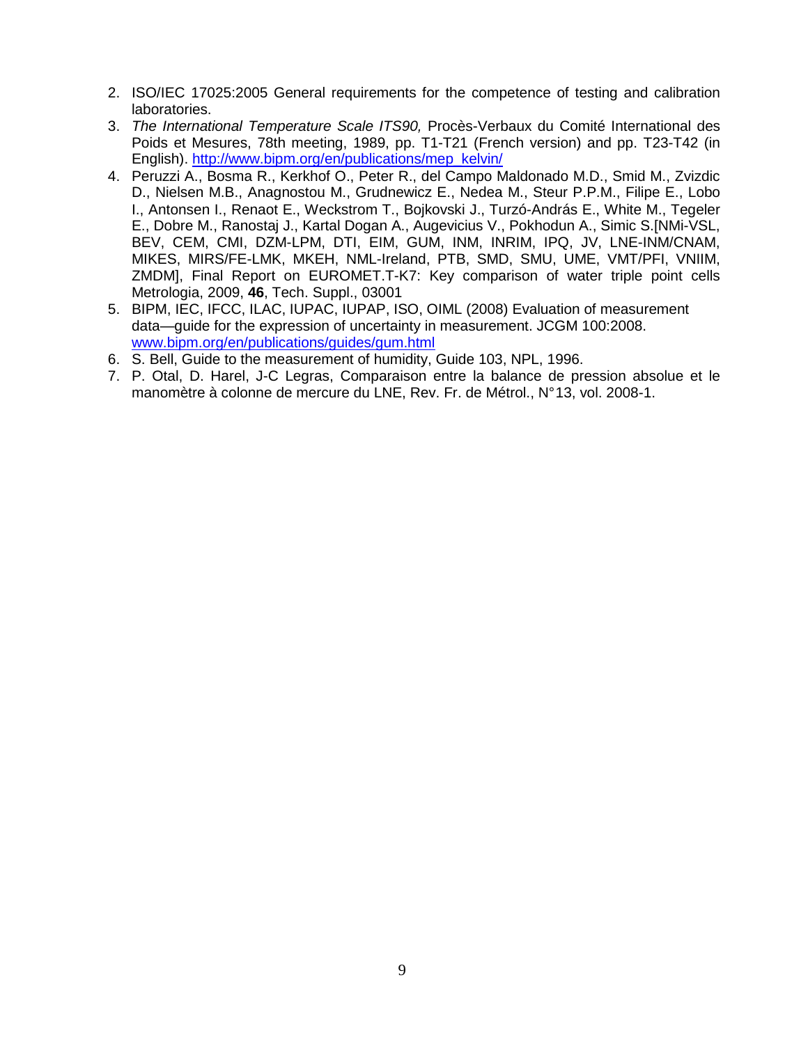2. ISO/IEC 17025:2005 General requirements for the competence of testing and calibration laboratories.
3. *The International Temperature Scale ITS90,* Procès-Verbaux du Comité International des Poids et Mesures, 78th meeting, 1989, pp. T1-T21 (French version) and pp. T23-T42 (in English). http://www.bipm.org/en/publications/mep_kelvin/
4. Peruzzi A., Bosma R., Kerkhof O., Peter R., del Campo Maldonado M.D., Smid M., Zvizdic D., Nielsen M.B., Anagnostou M., Grudnewicz E., Nedea M., Steur P.P.M., Filipe E., Lobo I., Antonsen I., Renaot E., Weckstrom T., Bojkovski J., Turzó-András E., White M., Tegeler E., Dobre M., Ranostaj J., Kartal Dogan A., Augevicius V., Pokhodun A., Simic S.[NMi-VSL, BEV, CEM, CMI, DZM-LPM, DTI, EIM, GUM, INM, INRIM, IPQ, JV, LNE-INM/CNAM, MIKES, MIRS/FE-LMK, MKEH, NML-Ireland, PTB, SMD, SMU, UME, VMT/PFI, VNIIM, ZMDM], Final Report on EUROMET.T-K7: Key comparison of water triple point cells Metrologia, 2009, **46**, Tech. Suppl., 03001
5. BIPM, IEC, IFCC, ILAC, IUPAC, IUPAP, ISO, OIML (2008) Evaluation of measurement data—guide for the expression of uncertainty in measurement. JCGM 100:2008. www.bipm.org/en/publications/guides/gum.html
6. S. Bell, Guide to the measurement of humidity, Guide 103, NPL, 1996.
7. P. Otal, D. Harel, J-C Legras, Comparaison entre la balance de pression absolue et le manomètre à colonne de mercure du LNE, Rev. Fr. de Métrol., N°13, vol. 2008-1.